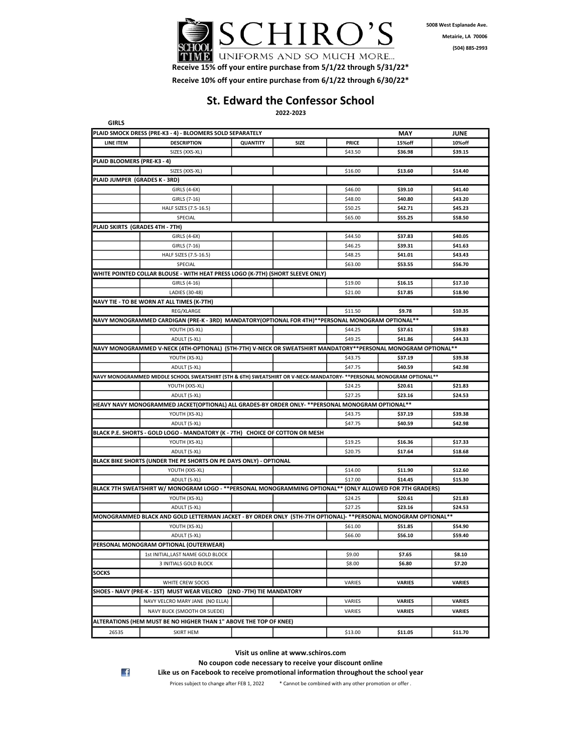SCHIRO'S

UNIFORMS AND SO MUCH MORE...

5008 West Esplanade Ave.

Metairie, LA 70006

(504) 885-2993

**Receive 15% off your entire purchase from 5/1/22 through 5/31/22***

**Receive 10% off your entire purchase from 6/1/22 through 6/30/22***

# St. Edward the Confessor School

**2022-2023**

**GIRLS**

| LINE ITEM | DESCRIPTION | QUANTITY | SIZE | PRICE | MAY 15%off | JUNE 10%off |
|---|---|---|---|---|---|---|
| **PLAID SMOCK DRESS (PRE-K3 - 4) - BLOOMERS SOLD SEPARATELY** | | | | | | |
| | SIZES (XXS-XL) | | | $43.50 | **$36.98** | **$39.15** |
| **PLAID BLOOMERS (PRE-K3 - 4)** | | | | | | |
| | SIZES (XXS-XL) | | | $16.00 | **$13.60** | **$14.40** |
| **PLAID JUMPER (GRADES K - 3RD)** | | | | | | |
| | GIRLS (4-6X) | | | $46.00 | **$39.10** | **$41.40** |
| | GIRLS (7-16) | | | $48.00 | **$40.80** | **$43.20** |
| | HALF SIZES (7.5-16.5) | | | $50.25 | **$42.71** | **$45.23** |
| | SPECIAL | | | $65.00 | **$55.25** | **$58.50** |
| **PLAID SKIRTS (GRADES 4TH - 7TH)** | | | | | | |
| | GIRLS (4-6X) | | | $44.50 | **$37.83** | **$40.05** |
| | GIRLS (7-16) | | | $46.25 | **$39.31** | **$41.63** |
| | HALF SIZES (7.5-16.5) | | | $48.25 | **$41.01** | **$43.43** |
| | SPECIAL | | | $63.00 | **$53.55** | **$56.70** |
| **WHITE POINTED COLLAR BLOUSE - WITH HEAT PRESS LOGO (K-7TH) (SHORT SLEEVE ONLY)** | | | | | | |
| | GIRLS (4-16) | | | $19.00 | **$16.15** | **$17.10** |
| | LADIES (30-48) | | | $21.00 | **$17.85** | **$18.90** |
| **NAVY TIE - TO BE WORN AT ALL TIMES (K-7TH)** | | | | | | |
| | REG/XLARGE | | | $11.50 | **$9.78** | **$10.35** |
| **NAVY MONOGRAMMED CARDIGAN (PRE-K - 3RD) MANDATORY(OPTIONAL FOR 4TH)**PERSONAL MONOGRAM OPTIONAL**** | | | | | | |
| | YOUTH (XS-XL) | | | $44.25 | **$37.61** | **$39.83** |
| | ADULT (S-XL) | | | $49.25 | **$41.86** | **$44.33** |
| **NAVY MONOGRAMMED V-NECK (4TH-OPTIONAL) (5TH-7TH) V-NECK OR SWEATSHIRT MANDATORY**PERSONAL MONOGRAM OPTIONAL**** | | | | | | |
| | YOUTH (XS-XL) | | | $43.75 | **$37.19** | **$39.38** |
| | ADULT (S-XL) | | | $47.75 | **$40.59** | **$42.98** |
| **NAVY MONOGRAMMED MIDDLE SCHOOL SWEATSHIRT (5TH & 6TH) SWEATSHIRT OR V-NECK-MANDATORY- **PERSONAL MONOGRAM OPTIONAL**** | | | | | | |
| | YOUTH (XXS-XL) | | | $24.25 | **$20.61** | **$21.83** |
| | ADULT (S-XL) | | | $27.25 | **$23.16** | **$24.53** |
| **HEAVY NAVY MONOGRAMMED JACKET(OPTIONAL) ALL GRADES-BY ORDER ONLY- **PERSONAL MONOGRAM OPTIONAL**** | | | | | | |
| | YOUTH (XS-XL) | | | $43.75 | **$37.19** | **$39.38** |
| | ADULT (S-XL) | | | $47.75 | **$40.59** | **$42.98** |
| **BLACK P.E. SHORTS - GOLD LOGO - MANDATORY (K - 7TH) CHOICE OF COTTON OR MESH** | | | | | | |
| | YOUTH (XS-XL) | | | $19.25 | **$16.36** | **$17.33** |
| | ADULT (S-XL) | | | $20.75 | **$17.64** | **$18.68** |
| **BLACK BIKE SHORTS (UNDER THE PE SHORTS ON PE DAYS ONLY) - OPTIONAL** | | | | | | |
| | YOUTH (XXS-XL) | | | $14.00 | **$11.90** | **$12.60** |
| | ADULT (S-XL) | | | $17.00 | **$14.45** | **$15.30** |
| **BLACK 7TH SWEATSHIRT W/ MONOGRAM LOGO - **PERSONAL MONOGRAMMING OPTIONAL** (ONLY ALLOWED FOR 7TH GRADERS)** | | | | | | |
| | YOUTH (XS-XL) | | | $24.25 | **$20.61** | **$21.83** |
| | ADULT (S-XL) | | | $27.25 | **$23.16** | **$24.53** |
| **MONOGRAMMED BLACK AND GOLD LETTERMAN JACKET - BY ORDER ONLY (5TH-7TH OPTIONAL)- **PERSONAL MONOGRAM OPTIONAL**** | | | | | | |
| | YOUTH (XS-XL) | | | $61.00 | **$51.85** | **$54.90** |
| | ADULT (S-XL) | | | $66.00 | **$56.10** | **$59.40** |
| **PERSONAL MONOGRAM OPTIONAL (OUTERWEAR)** | | | | | | |
| | 1st INITIAL,LAST NAME GOLD BLOCK | | | $9.00 | **$7.65** | **$8.10** |
| | 3 INITIALS GOLD BLOCK | | | $8.00 | **$6.80** | **$7.20** |
| **SOCKS** | | | | | | |
| | WHITE CREW SOCKS | | | VARIES | **VARIES** | **VARIES** |
| **SHOES - NAVY (PRE-K - 1ST) MUST WEAR VELCRO (2ND -7TH) TIE MANDATORY** | | | | | | |
| | NAVY VELCRO MARY JANE (NO ELLA) | | | VARIES | **VARIES** | **VARIES** |
| | NAVY BUCK (SMOOTH OR SUEDE) | | | VARIES | **VARIES** | **VARIES** |
| **ALTERATIONS (HEM MUST BE NO HIGHER THAN 1" ABOVE THE TOP OF KNEE)** | | | | | | |
| 26535 | SKIRT HEM | | | $13.00 | **$11.05** | **$11.70** |

**Visit us online at www.schiros.com**

**No coupon code necessary to receive your discount online**

**Like us on Facebook to receive promotional information throughout the school year**

Prices subject to change after FEB 1, 2022 * Cannot be combined with any other promotion or offer .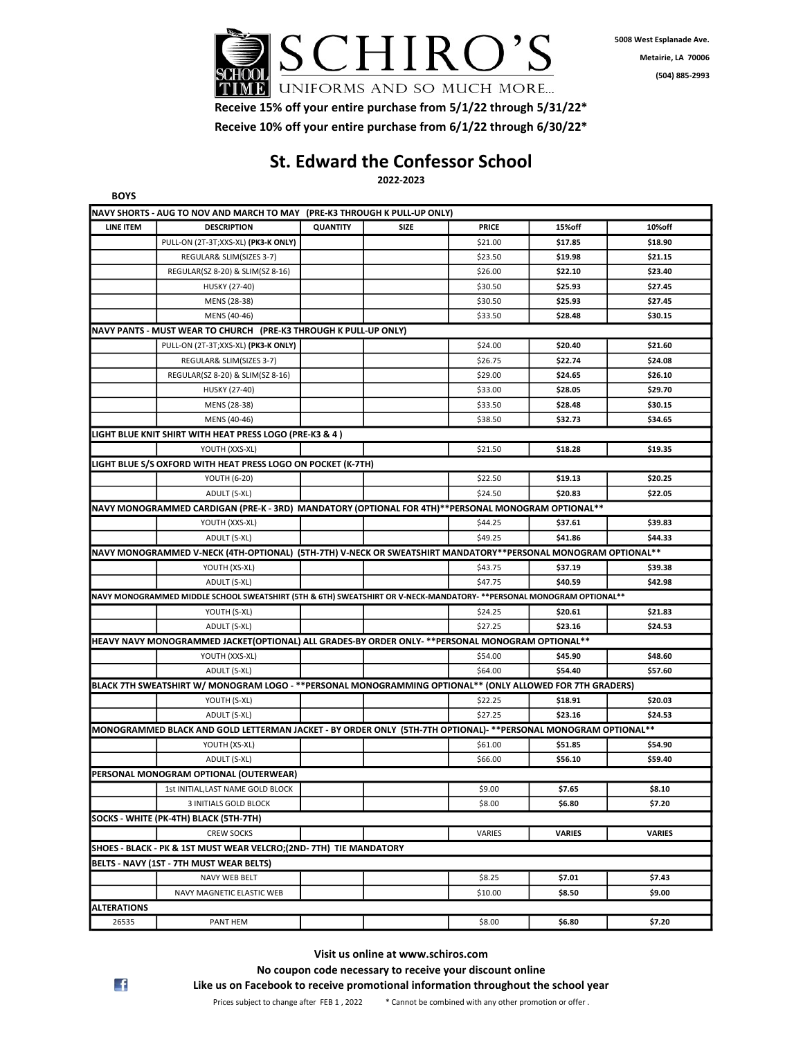# SCHIRO'S

SCHOOL TIME

UNIFORMS AND SO MUCH MORE...

5008 West Esplanade Ave.

Metairie, LA 70006

(504) 885-2993

**Receive 15% off your entire purchase from 5/1/22 through 5/31/22***

**Receive 10% off your entire purchase from 6/1/22 through 6/30/22***

## St. Edward the Confessor School

**2022-2023**

**BOYS**

| LINE ITEM | DESCRIPTION | QUANTITY | SIZE | PRICE | 15%off | 10%off |
|---|---|---|---|---|---|---|
| **NAVY SHORTS - AUG TO NOV AND MARCH TO MAY (PRE-K3 THROUGH K PULL-UP ONLY)** | | | | | | |
| | PULL-ON (2T-3T;XXS-XL) **(PK3-K ONLY)** | | | $21.00 | **$17.85** | **$18.90** |
| | REGULAR& SLIM(SIZES 3-7) | | | $23.50 | **$19.98** | **$21.15** |
| | REGULAR(SZ 8-20) & SLIM(SZ 8-16) | | | $26.00 | **$22.10** | **$23.40** |
| | HUSKY (27-40) | | | $30.50 | **$25.93** | **$27.45** |
| | MENS (28-38) | | | $30.50 | **$25.93** | **$27.45** |
| | MENS (40-46) | | | $33.50 | **$28.48** | **$30.15** |
| **NAVY PANTS - MUST WEAR TO CHURCH (PRE-K3 THROUGH K PULL-UP ONLY)** | | | | | | |
| | PULL-ON (2T-3T;XXS-XL) **(PK3-K ONLY)** | | | $24.00 | **$20.40** | **$21.60** |
| | REGULAR& SLIM(SIZES 3-7) | | | $26.75 | **$22.74** | **$24.08** |
| | REGULAR(SZ 8-20) & SLIM(SZ 8-16) | | | $29.00 | **$24.65** | **$26.10** |
| | HUSKY (27-40) | | | $33.00 | **$28.05** | **$29.70** |
| | MENS (28-38) | | | $33.50 | **$28.48** | **$30.15** |
| | MENS (40-46) | | | $38.50 | **$32.73** | **$34.65** |
| **LIGHT BLUE KNIT SHIRT WITH HEAT PRESS LOGO (PRE-K3 & 4 )** | | | | | | |
| | YOUTH (XXS-XL) | | | $21.50 | **$18.28** | **$19.35** |
| **LIGHT BLUE S/S OXFORD WITH HEAT PRESS LOGO ON POCKET (K-7TH)** | | | | | | |
| | YOUTH (6-20) | | | $22.50 | **$19.13** | **$20.25** |
| | ADULT (S-XL) | | | $24.50 | **$20.83** | **$22.05** |
| **NAVY MONOGRAMMED CARDIGAN (PRE-K - 3RD) MANDATORY (OPTIONAL FOR 4TH)**PERSONAL MONOGRAM OPTIONAL**** | | | | | | |
| | YOUTH (XXS-XL) | | | $44.25 | **$37.61** | **$39.83** |
| | ADULT (S-XL) | | | $49.25 | **$41.86** | **$44.33** |
| **NAVY MONOGRAMMED V-NECK (4TH-OPTIONAL) (5TH-7TH) V-NECK OR SWEATSHIRT MANDATORY**PERSONAL MONOGRAM OPTIONAL**** | | | | | | |
| | YOUTH (XS-XL) | | | $43.75 | **$37.19** | **$39.38** |
| | ADULT (S-XL) | | | $47.75 | **$40.59** | **$42.98** |
| **NAVY MONOGRAMMED MIDDLE SCHOOL SWEATSHIRT (5TH & 6TH) SWEATSHIRT OR V-NECK-MANDATORY- **PERSONAL MONOGRAM OPTIONAL**** | | | | | | |
| | YOUTH (S-XL) | | | $24.25 | **$20.61** | **$21.83** |
| | ADULT (S-XL) | | | $27.25 | **$23.16** | **$24.53** |
| **HEAVY NAVY MONOGRAMMED JACKET(OPTIONAL) ALL GRADES-BY ORDER ONLY- **PERSONAL MONOGRAM OPTIONAL**** | | | | | | |
| | YOUTH (XXS-XL) | | | $54.00 | **$45.90** | **$48.60** |
| | ADULT (S-XL) | | | $64.00 | **$54.40** | **$57.60** |
| **BLACK 7TH SWEATSHIRT W/ MONOGRAM LOGO - **PERSONAL MONOGRAMMING OPTIONAL** (ONLY ALLOWED FOR 7TH GRADERS)** | | | | | | |
| | YOUTH (S-XL) | | | $22.25 | **$18.91** | **$20.03** |
| | ADULT (S-XL) | | | $27.25 | **$23.16** | **$24.53** |
| **MONOGRAMMED BLACK AND GOLD LETTERMAN JACKET - BY ORDER ONLY (5TH-7TH OPTIONAL)- **PERSONAL MONOGRAM OPTIONAL**** | | | | | | |
| | YOUTH (XS-XL) | | | $61.00 | **$51.85** | **$54.90** |
| | ADULT (S-XL) | | | $66.00 | **$56.10** | **$59.40** |
| **PERSONAL MONOGRAM OPTIONAL (OUTERWEAR)** | | | | | | |
| | 1st INITIAL,LAST NAME GOLD BLOCK | | | $9.00 | **$7.65** | **$8.10** |
| | 3 INITIALS GOLD BLOCK | | | $8.00 | **$6.80** | **$7.20** |
| **SOCKS - WHITE (PK-4TH) BLACK (5TH-7TH)** | | | | | | |
| | CREW SOCKS | | | VARIES | **VARIES** | **VARIES** |
| **SHOES - BLACK - PK & 1ST MUST WEAR VELCRO;(2ND- 7TH) TIE MANDATORY** | | | | | | |
| **BELTS - NAVY (1ST - 7TH MUST WEAR BELTS)** | | | | | | |
| | NAVY WEB BELT | | | $8.25 | **$7.01** | **$7.43** |
| | NAVY MAGNETIC ELASTIC WEB | | | $10.00 | **$8.50** | **$9.00** |
| **ALTERATIONS** | | | | | | |
| 26535 | PANT HEM | | | $8.00 | **$6.80** | **$7.20** |

**Visit us online at www.schiros.com**

**No coupon code necessary to receive your discount online**

**Like us on Facebook to receive promotional information throughout the school year**

Prices subject to change after FEB 1 , 2022 &nbsp;&nbsp;&nbsp; * Cannot be combined with any other promotion or offer .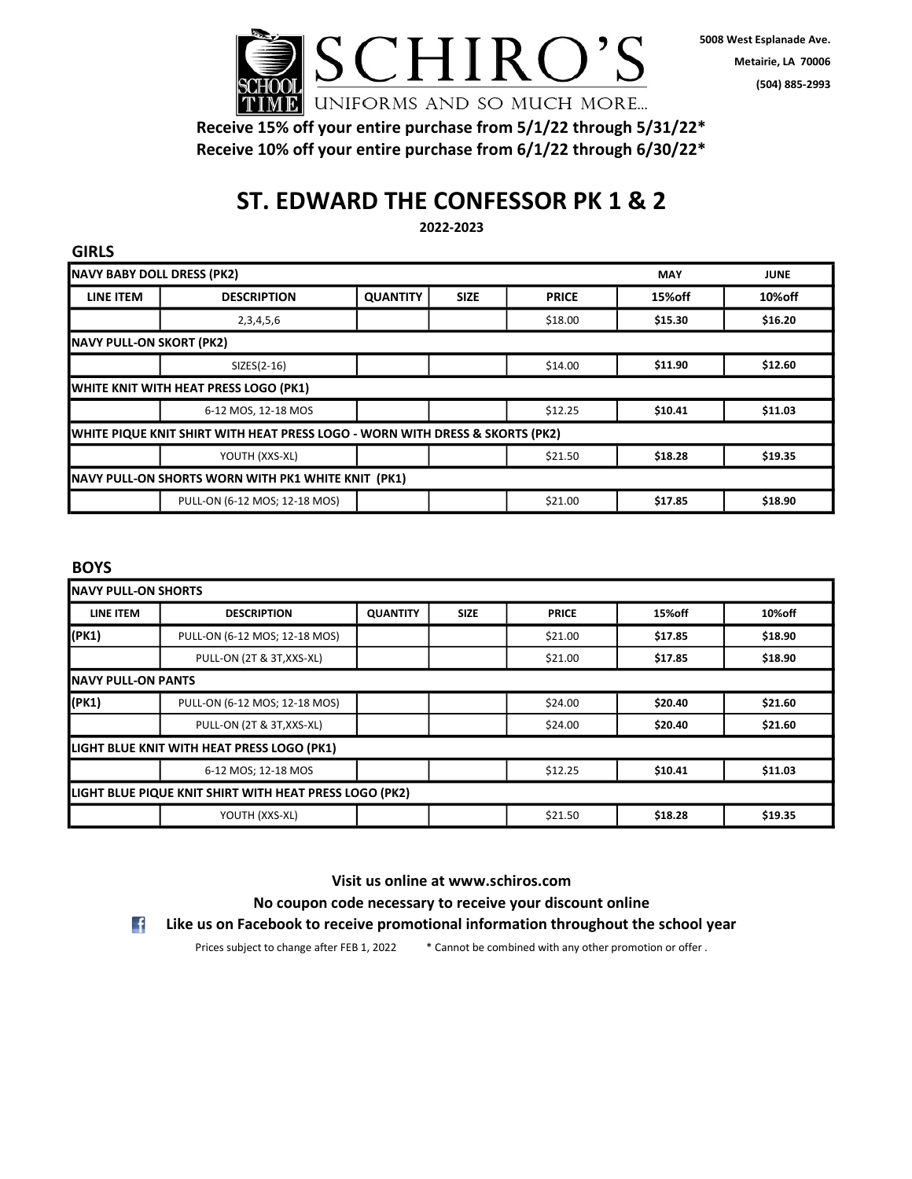# SCHIRO'S

SCHOOL TIME

UNIFORMS AND SO MUCH MORE...

5008 West Esplanade Ave.
Metairie, LA 70006
(504) 885-2993

**Receive 15% off your entire purchase from 5/1/22 through 5/31/22***
**Receive 10% off your entire purchase from 6/1/22 through 6/30/22***

## ST. EDWARD THE CONFESSOR PK 1 & 2

**2022-2023**

### GIRLS

| NAVY BABY DOLL DRESS (PK2) | | | | | MAY | JUNE |
|---|---|---|---|---|---|---|
| LINE ITEM | DESCRIPTION | QUANTITY | SIZE | PRICE | 15%off | 10%off |
| | 2,3,4,5,6 | | | $18.00 | **$15.30** | **$16.20** |
| **NAVY PULL-ON SKORT (PK2)** | | | | | | |
| | SIZES(2-16) | | | $14.00 | **$11.90** | **$12.60** |
| **WHITE KNIT WITH HEAT PRESS LOGO (PK1)** | | | | | | |
| | 6-12 MOS, 12-18 MOS | | | $12.25 | **$10.41** | **$11.03** |
| **WHITE PIQUE KNIT SHIRT WITH HEAT PRESS LOGO - WORN WITH DRESS & SKORTS (PK2)** | | | | | | |
| | YOUTH (XXS-XL) | | | $21.50 | **$18.28** | **$19.35** |
| **NAVY PULL-ON SHORTS WORN WITH PK1 WHITE KNIT (PK1)** | | | | | | |
| | PULL-ON (6-12 MOS; 12-18 MOS) | | | $21.00 | **$17.85** | **$18.90** |

### BOYS

| NAVY PULL-ON SHORTS | | | | | | |
|---|---|---|---|---|---|---|
| LINE ITEM | DESCRIPTION | QUANTITY | SIZE | PRICE | 15%off | 10%off |
| (PK1) | PULL-ON (6-12 MOS; 12-18 MOS) | | | $21.00 | **$17.85** | **$18.90** |
| | PULL-ON (2T & 3T,XXS-XL) | | | $21.00 | **$17.85** | **$18.90** |
| **NAVY PULL-ON PANTS** | | | | | | |
| (PK1) | PULL-ON (6-12 MOS; 12-18 MOS) | | | $24.00 | **$20.40** | **$21.60** |
| | PULL-ON (2T & 3T,XXS-XL) | | | $24.00 | **$20.40** | **$21.60** |
| **LIGHT BLUE KNIT WITH HEAT PRESS LOGO (PK1)** | | | | | | |
| | 6-12 MOS; 12-18 MOS | | | $12.25 | **$10.41** | **$11.03** |
| **LIGHT BLUE PIQUE KNIT SHIRT WITH HEAT PRESS LOGO (PK2)** | | | | | | |
| | YOUTH (XXS-XL) | | | $21.50 | **$18.28** | **$19.35** |

**Visit us online at www.schiros.com**

**No coupon code necessary to receive your discount online**

**Like us on Facebook to receive promotional information throughout the school year**

Prices subject to change after FEB 1, 2022 &nbsp;&nbsp;&nbsp; * Cannot be combined with any other promotion or offer .